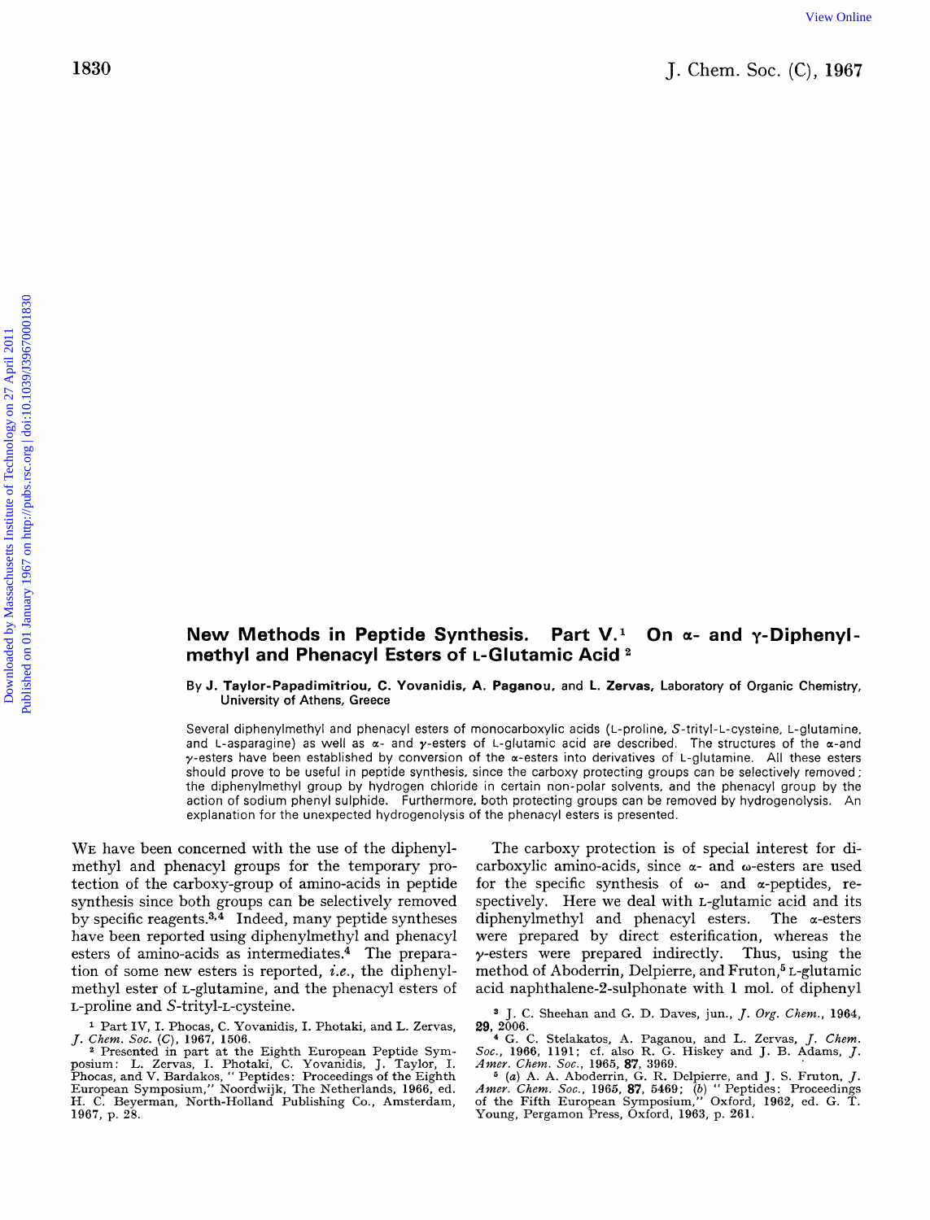# New Methods in Peptide Synthesis. Part V.[1] On α- and γ-Diphenylmethyl and Phenacyl Esters of L-Glutamic Acid[2]

By **J. Taylor-Papadimitriou, C. Yovanidis, A. Paganou,** and **L. Zervas,** Laboratory of Organic Chemistry, University of Athens, Greece

Several diphenylmethyl and phenacyl esters of monocarboxylic acids (L-proline, S-trityl-L-cysteine, L-glutamine, and L-asparagine) as well as α- and γ-esters of L-glutamic acid are described. The structures of the α-and γ-esters have been established by conversion of the α-esters into derivatives of L-glutamine. All these esters should prove to be useful in peptide synthesis, since the carboxy protecting groups can be selectively removed; the diphenylmethyl group by hydrogen chloride in certain non-polar solvents, and the phenacyl group by the action of sodium phenyl sulphide. Furthermore, both protecting groups can be removed by hydrogenolysis. An explanation for the unexpected hydrogenolysis of the phenacyl esters is presented.

We have been concerned with the use of the diphenylmethyl and phenacyl groups for the temporary protection of the carboxy-group of amino-acids in peptide synthesis since both groups can be selectively removed by specific reagents.[3,4] Indeed, many peptide syntheses have been reported using diphenylmethyl and phenacyl esters of amino-acids as intermediates.[4] The preparation of some new esters is reported, *i.e.*, the diphenylmethyl ester of L-glutamine, and the phenacyl esters of L-proline and S-trityl-L-cysteine.

The carboxy protection is of special interest for dicarboxylic amino-acids, since α- and ω-esters are used for the specific synthesis of ω- and α-peptides, respectively. Here we deal with L-glutamic acid and its diphenylmethyl and phenacyl esters. The α-esters were prepared by direct esterification, whereas the γ-esters were prepared indirectly. Thus, using the method of Aboderrin, Delpierre, and Fruton,[5] L-glutamic acid naphthalene-2-sulphonate with 1 mol. of diphenyl

[1] Part IV, I. Phocas, C. Yovanidis, I. Photaki, and L. Zervas, *J. Chem. Soc. (C)*, 1967, 1506.

[2] Presented in part at the Eighth European Peptide Symposium: L. Zervas, I. Photaki, C. Yovanidis, J. Taylor, I. Phocas, and V. Bardakos, "Peptides: Proceedings of the Eighth European Symposium," Noordwijk, The Netherlands, 1966, ed. H. C. Beyerman, North-Holland Publishing Co., Amsterdam, 1967, p. 28.

[3] J. C. Sheehan and G. D. Daves, jun., *J. Org. Chem.*, 1964, **29**, 2006.

[4] G. C. Stelakatos, A. Paganou, and L. Zervas, *J. Chem. Soc.*, 1966, 1191; cf. also R. G. Hiskey and J. B. Adams, *J. Amer. Chem. Soc.*, 1965, **87**, 3969.

[5] (*a*) A. A. Aboderrin, G. R. Delpierre, and J. S. Fruton, *J. Amer. Chem. Soc.*, 1965, **87**, 5469; (*b*) "Peptides: Proceedings of the Fifth European Symposium," Oxford, 1962, ed. G. T. Young, Pergamon Press, Oxford, 1963, p. 261.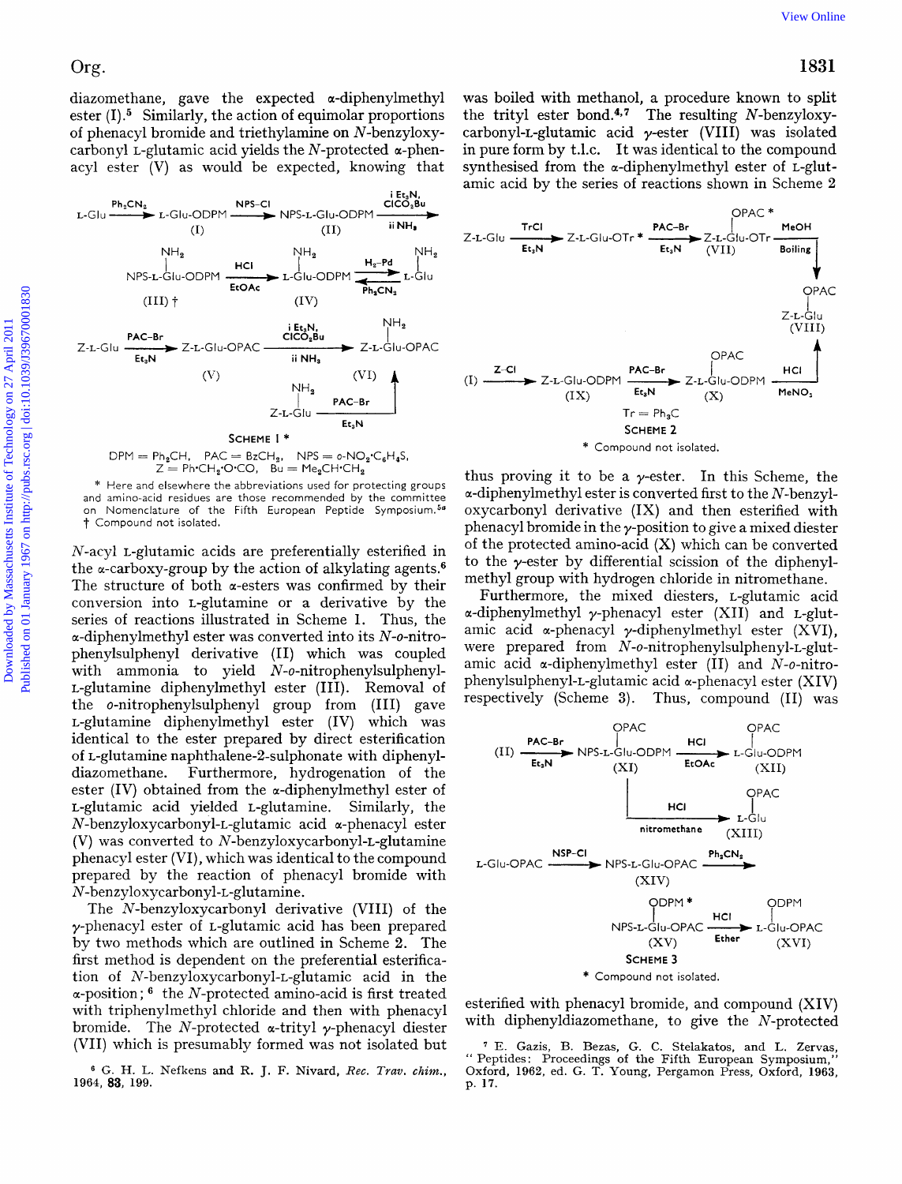diazomethane, gave the expected α-diphenylmethyl ester (I).[5] Similarly, the action of equimolar proportions of phenacyl bromide and triethylamine on *N*-benzyloxycarbonyl L-glutamic acid yields the *N*-protected α-phenacyl ester (V) as would be expected, knowing that

SCHEME 1 *

DPM = $Ph_2CH$, PAC = $BzCH_2$, NPS = o-$NO_2$·$C_6H_4S$, Z = Ph·$CH_2$·O·CO, Bu = $Me_2CH$·$CH_2$

\* Here and elsewhere the abbreviations used for protecting groups and amino-acid residues are those recommended by the committee on Nomenclature of the Fifth European Peptide Symposium.[5a]
† Compound not isolated.

*N*-acyl L-glutamic acids are preferentially esterified in the α-carboxy-group by the action of alkylating agents.[6] The structure of both α-esters was confirmed by their conversion into L-glutamine or a derivative by the series of reactions illustrated in Scheme 1. Thus, the α-diphenylmethyl ester was converted into its *N*-*o*-nitrophenylsulphenyl derivative (II) which was coupled with ammonia to yield *N*-*o*-nitrophenylsulphenyl-L-glutamine diphenylmethyl ester (III). Removal of the *o*-nitrophenylsulphenyl group from (III) gave L-glutamine diphenylmethyl ester (IV) which was identical to the ester prepared by direct esterification of L-glutamine naphthalene-2-sulphonate with diphenyldiazomethane. Furthermore, hydrogenation of the ester (IV) obtained from the α-diphenylmethyl ester of L-glutamic acid yielded L-glutamine. Similarly, the *N*-benzyloxycarbonyl-L-glutamic acid α-phenacyl ester (V) was converted to *N*-benzyloxycarbonyl-L-glutamine phenacyl ester (VI), which was identical to the compound prepared by the reaction of phenacyl bromide with *N*-benzyloxycarbonyl-L-glutamine.

The *N*-benzyloxycarbonyl derivative (VIII) of the γ-phenacyl ester of L-glutamic acid has been prepared by two methods which are outlined in Scheme 2. The first method is dependent on the preferential esterification of *N*-benzyloxycarbonyl-L-glutamic acid in the α-position;[6] the *N*-protected amino-acid is first treated with triphenylmethyl chloride and then with phenacyl bromide. The *N*-protected α-trityl γ-phenacyl diester (VII) which is presumably formed was not isolated but was boiled with methanol, a procedure known to split the trityl ester bond.[4,7] The resulting *N*-benzyloxycarbonyl-L-glutamic acid γ-ester (VIII) was isolated in pure form by t.l.c. It was identical to the compound synthesised from the α-diphenylmethyl ester of L-glutamic acid by the series of reactions shown in Scheme 2

Tr = $Ph_3C$

SCHEME 2

\* Compound not isolated.

thus proving it to be a γ-ester. In this Scheme, the α-diphenylmethyl ester is converted first to the *N*-benzyloxycarbonyl derivative (IX) and then esterified with phenacyl bromide in the γ-position to give a mixed diester of the protected amino-acid (X) which can be converted to the γ-ester by differential scission of the diphenylmethyl group with hydrogen chloride in nitromethane.

Furthermore, the mixed diesters, L-glutamic acid α-diphenylmethyl γ-phenacyl ester (XII) and L-glutamic acid α-phenacyl γ-diphenylmethyl ester (XVI), were prepared from *N*-*o*-nitrophenylsulphenyl-L-glutamic acid α-diphenylmethyl ester (II) and *N*-*o*-nitrophenylsulphenyl-L-glutamic acid α-phenacyl ester (XIV) respectively (Scheme 3). Thus, compound (II) was

SCHEME 3

\* Compound not isolated.

esterified with phenacyl bromide, and compound (XIV) with diphenyldiazomethane, to give the *N*-protected

[6] G. H. L. Nefkens and R. J. F. Nivard, *Rec. Trav. chim.*, 1964, **83**, 199.

[7] E. Gazis, B. Bezas, G. C. Stelakatos, and L. Zervas, "Peptides: Proceedings of the Fifth European Symposium," Oxford, 1962, ed. G. T. Young, Pergamon Press, Oxford, 1963, p. 17.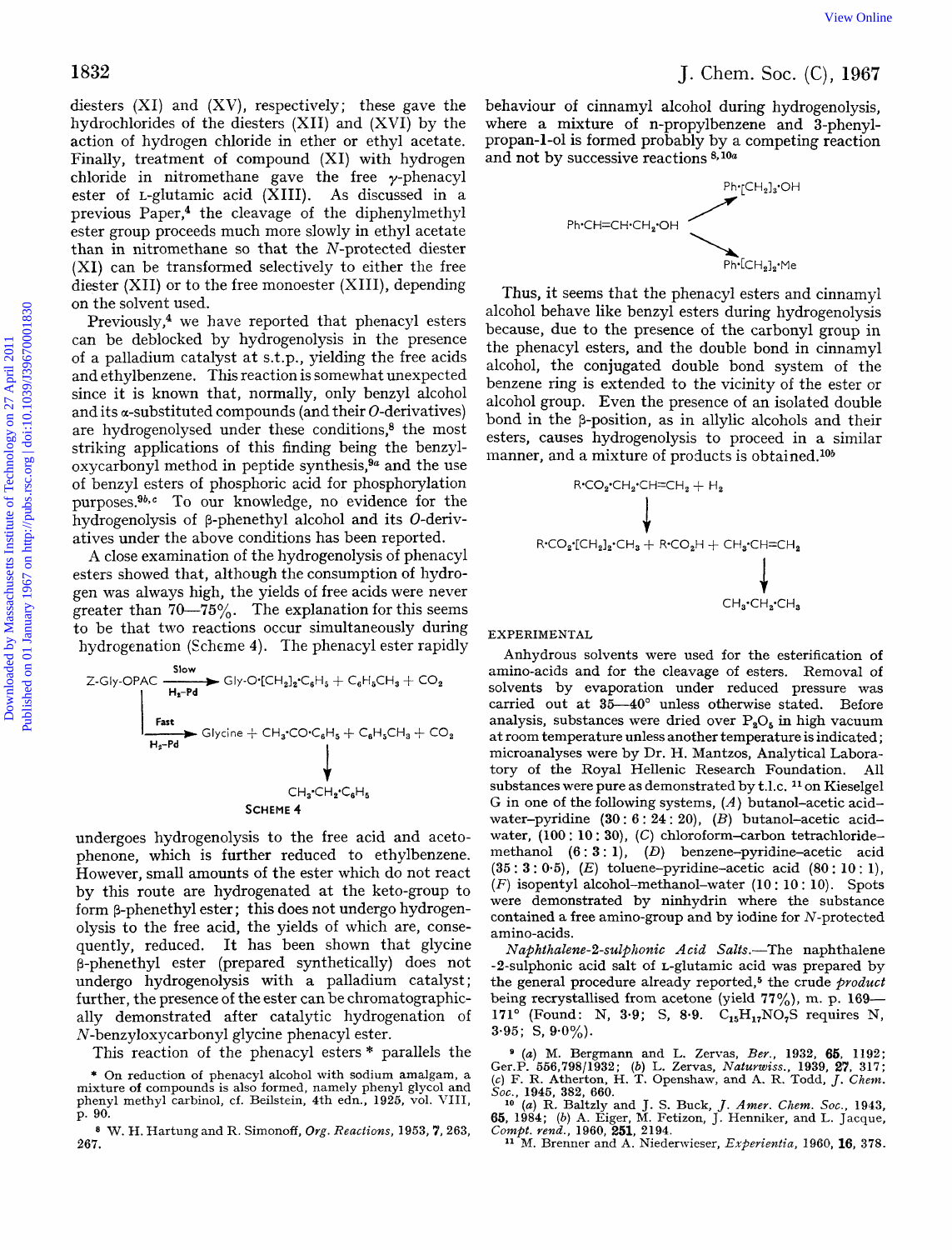diesters (XI) and (XV), respectively; these gave the hydrochlorides of the diesters (XII) and (XVI) by the action of hydrogen chloride in ether or ethyl acetate. Finally, treatment of compound (XI) with hydrogen chloride in nitromethane gave the free γ-phenacyl ester of L-glutamic acid (XIII). As discussed in a previous Paper,[4] the cleavage of the diphenylmethyl ester group proceeds much more slowly in ethyl acetate than in nitromethane so that the *N*-protected diester (XI) can be transformed selectively to either the free diester (XII) or to the free monoester (XIII), depending on the solvent used.

Previously,[4] we have reported that phenacyl esters can be deblocked by hydrogenolysis in the presence of a palladium catalyst at s.t.p., yielding the free acids and ethylbenzene. This reaction is somewhat unexpected since it is known that, normally, only benzyl alcohol and its α-substituted compounds (and their *O*-derivatives) are hydrogenolysed under these conditions,[8] the most striking applications of this finding being the benzyloxycarbonyl method in peptide synthesis,[9a] and the use of benzyl esters of phosphoric acid for phosphorylation purposes.[9b,c] To our knowledge, no evidence for the hydrogenolysis of β-phenethyl alcohol and its *O*-derivatives under the above conditions has been reported.

A close examination of the hydrogenolysis of phenacyl esters showed that, although the consumption of hydrogen was always high, the yields of free acids were never greater than 70—75%. The explanation for this seems to be that two reactions occur simultaneously during hydrogenation (Scheme 4). The phenacyl ester rapidly

$$\text{Z-Gly-OPAC} \xrightarrow[\text{H}_2\text{-Pd}]{\text{Slow}} \text{Gly-O}\cdot[\text{CH}_2]_2\cdot\text{C}_6\text{H}_5 + \text{C}_6\text{H}_5\text{CH}_3 + \text{CO}_2$$

$$\text{Z-Gly-OPAC} \xrightarrow[\text{H}_2\text{-Pd}]{\text{Fast}} \text{Glycine} + \text{CH}_3\cdot\text{CO}\cdot\text{C}_6\text{H}_5 + \text{C}_6\text{H}_5\text{CH}_3 + \text{CO}_2$$

$$\text{CH}_3\cdot\text{CO}\cdot\text{C}_6\text{H}_5 \longrightarrow \text{CH}_3\cdot\text{CH}_2\cdot\text{C}_6\text{H}_5$$

SCHEME 4

undergoes hydrogenolysis to the free acid and acetophenone, which is further reduced to ethylbenzene. However, small amounts of the ester which do not react by this route are hydrogenated at the keto-group to form β-phenethyl ester; this does not undergo hydrogenolysis to the free acid, the yields of which are, consequently, reduced. It has been shown that glycine β-phenethyl ester (prepared synthetically) does not undergo hydrogenolysis with a palladium catalyst; further, the presence of the ester can be chromatographically demonstrated after catalytic hydrogenation of *N*-benzyloxycarbonyl glycine phenacyl ester.

This reaction of the phenacyl esters * parallels the behaviour of cinnamyl alcohol during hydrogenolysis, where a mixture of n-propylbenzene and 3-phenylpropan-1-ol is formed probably by a competing reaction and not by successive reactions [8,10a]

$$\text{Ph}\cdot\text{CH=CH}\cdot\text{CH}_2\cdot\text{OH} \longrightarrow \text{Ph}\cdot[\text{CH}_2]_3\cdot\text{OH}$$

$$\text{Ph}\cdot\text{CH=CH}\cdot\text{CH}_2\cdot\text{OH} \longrightarrow \text{Ph}\cdot[\text{CH}_2]_2\cdot\text{Me}$$

Thus, it seems that the phenacyl esters and cinnamyl alcohol behave like benzyl esters during hydrogenolysis because, due to the presence of the carbonyl group in the phenacyl esters, and the double bond in cinnamyl alcohol, the conjugated double bond system of the benzene ring is extended to the vicinity of the ester or alcohol group. Even the presence of an isolated double bond in the β-position, as in allylic alcohols and their esters, causes hydrogenolysis to proceed in a similar manner, and a mixture of products is obtained.[10b]

$$\text{R}\cdot\text{CO}_2\cdot\text{CH}_2\cdot\text{CH=CH}_2 + \text{H}_2 \longrightarrow \text{R}\cdot\text{CO}_2\cdot[\text{CH}_2]_2\cdot\text{CH}_3 + \text{R}\cdot\text{CO}_2\text{H} + \text{CH}_3\cdot\text{CH=CH}_2$$

$$\text{CH}_3\cdot\text{CH=CH}_2 \longrightarrow \text{CH}_3\cdot\text{CH}_2\cdot\text{CH}_3$$

## EXPERIMENTAL

Anhydrous solvents were used for the esterification of amino-acids and for the cleavage of esters. Removal of solvents by evaporation under reduced pressure was carried out at 35—40° unless otherwise stated. Before analysis, substances were dried over $P_2O_5$ in high vacuum at room temperature unless another temperature is indicated; microanalyses were by Dr. H. Mantzos, Analytical Laboratory of the Royal Hellenic Research Foundation. All substances were pure as demonstrated by t.l.c. [11] on Kieselgel G in one of the following systems, (*A*) butanol–acetic acid–water–pyridine (30 : 6 : 24 : 20), (*B*) butanol–acetic acid–water, (100 : 10 : 30), (*C*) chloroform–carbon tetrachloride–methanol (6 : 3 : 1), (*D*) benzene–pyridine–acetic acid (35 : 3 : 0·5), (*E*) toluene–pyridine–acetic acid (80 : 10 : 1), (*F*) isopentyl alcohol–methanol–water (10 : 10 : 10). Spots were demonstrated by ninhydrin where the substance contained a free amino-group and by iodine for *N*-protected amino-acids.

*Naphthalene-2-sulphonic Acid Salts.*—The naphthalene -2-sulphonic acid salt of L-glutamic acid was prepared by the general procedure already reported,[5] the crude *product* being recrystallised from acetone (yield 77%), m. p. 169—171° (Found: N, 3·9; S, 8·9. $C_{15}H_{17}NO_7S$ requires N, 3·95; S, 9·0%).

\* On reduction of phenacyl alcohol with sodium amalgam, a mixture of compounds is also formed, namely phenyl glycol and phenyl methyl carbinol, cf. Beilstein, 4th edn., 1925, vol. VIII, p. 90.

[8] W. H. Hartung and R. Simonoff, *Org. Reactions*, 1953, **7**, 263, 267.

[9] (*a*) M. Bergmann and L. Zervas, *Ber.*, 1932, **65**, 1192; Ger.P. 556,798/1932; (*b*) L. Zervas, *Naturwiss.*, 1939, **27**, 317; (*c*) F. R. Atherton, H. T. Openshaw, and A. R. Todd, *J. Chem. Soc.*, 1945, 382, 660.

[10] (*a*) R. Baltzly and J. S. Buck, *J. Amer. Chem. Soc.*, 1943, **65**, 1984; (*b*) A. Eiger, M. Fetizon, J. Henniker, and L. Jacque, *Compt. rend.*, 1960, **251**, 2194.

[11] M. Brenner and A. Niederwieser, *Experientia*, 1960, **16**, 378.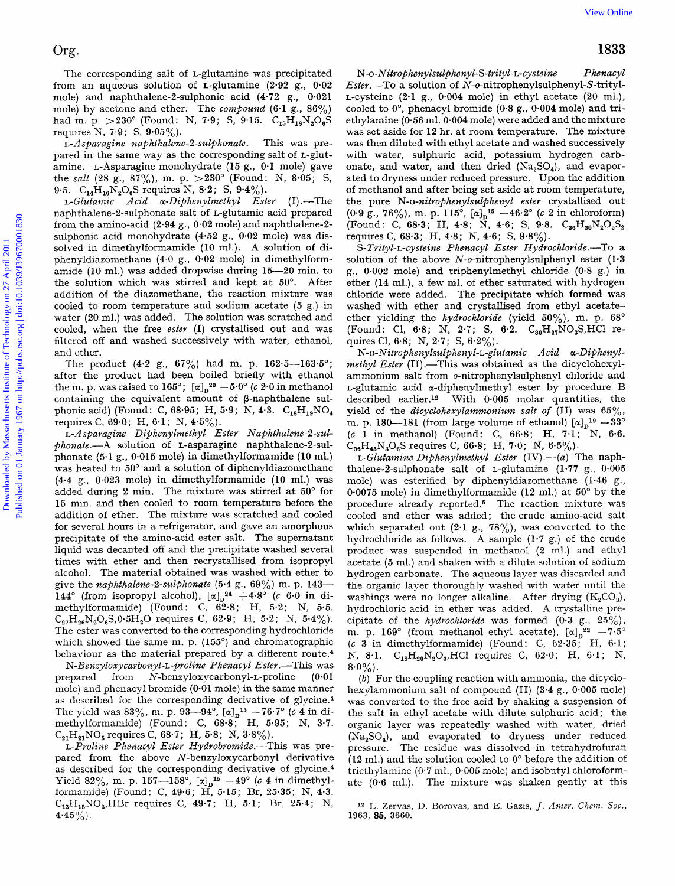The corresponding salt of L-glutamine was precipitated from an aqueous solution of L-glutamine (2·92 g., 0·02 mole) and naphthalene-2-sulphonic acid (4·72 g., 0·021 mole) by acetone and ether. The *compound* (6·1 g., 86%) had m. p. >230° (Found: N, 7·9; S, 9·15. $C_{15}H_{18}N_2O_6S$ requires N, 7·9; S, 9·05%).

L-*Asparagine naphthalene-2-sulphonate*. This was prepared in the same way as the corresponding salt of L-glutamine. L-Asparagine monohydrate (15 g., 0·1 mole) gave the *salt* (28 g., 87%), m. p. >230° (Found: N, 8·05; S, 9·5. $C_{14}H_{16}N_2O_6S$ requires N, 8·2; S, 9·4%).

L-*Glutamic Acid α-Diphenylmethyl Ester* (I).—The naphthalene-2-sulphonate salt of L-glutamic acid prepared from the amino-acid (2·94 g., 0·02 mole) and naphthalene-2-sulphonic acid monohydrate (4·52 g., 0·02 mole) was dissolved in dimethylformamide (10 ml.). A solution of diphenyldiazomethane (4·0 g., 0·02 mole) in dimethylformamide (10 ml.) was added dropwise during 15—20 min. to the solution which was stirred and kept at 50°. After addition of the diazomethane, the reaction mixture was cooled to room temperature and sodium acetate (5 g.) in water (20 ml.) was added. The solution was scratched and cooled, when the free *ester* (I) crystallised out and was filtered off and washed successively with water, ethanol, and ether.

The product (4·2 g., 67%) had m. p. 162·5—163·5°; after the product had been boiled briefly with ethanol the m. p. was raised to 165°; $[\alpha]_D^{20}$ −5·0° (*c* 2·0 in methanol containing the equivalent amount of β-naphthalene sulphonic acid) (Found: C, 68·95; H, 5·9; N, 4·3. $C_{18}H_{19}NO_4$ requires C, 69·0; H, 6·1; N, 4·5%).

L-*Asparagine Diphenylmethyl Ester Naphthalene-2-sulphonate*.—A solution of L-asparagine naphthalene-2-sulphonate (5·1 g., 0·015 mole) in dimethylformamide (10 ml.) was heated to 50° and a solution of diphenyldiazomethane (4·4 g., 0·023 mole) in dimethylformamide (10 ml.) was added during 2 min. The mixture was stirred at 50° for 15 min. and then cooled to room temperature before the addition of ether. The mixture was scratched and cooled for several hours in a refrigerator, and gave an amorphous precipitate of the amino-acid ester salt. The supernatant liquid was decanted off and the precipitate washed several times with ether and then recrystallised from isopropyl alcohol. The material obtained was washed with ether to give the *naphthalene-2-sulphonate* (5·4 g., 69%) m. p. 143—144° (from isopropyl alcohol), $[\alpha]_D^{24}$ +4·8° (*c* 6·0 in dimethylformamide) (Found: C, 62·8; H, 5·2; N, 5·5. $C_{27}H_{26}N_2O_6S,0{\cdot}5H_2O$ requires C, 62·9; H, 5·2; N, 5·4%). The ester was converted to the corresponding hydrochloride which showed the same m. p. (155°) and chromatographic behaviour as the material prepared by a different route.[4]

N-*Benzyloxycarbonyl-*L-*proline Phenacyl Ester*.—This was prepared from *N*-benzyloxycarbonyl-L-proline (0·01 mole) and phenacyl bromide (0·01 mole) in the same manner as described for the corresponding derivative of glycine.[4] The yield was 83%, m. p. 93—94°, $[\alpha]_D^{15}$ −76·7° (*c* 4 in dimethylformamide) (Found: C, 68·8; H, 5·95; N, 3·7. $C_{21}H_{21}NO_5$ requires C, 68·7; H, 5·8; N, 3·8%).

L-*Proline Phenacyl Ester Hydrobromide*.—This was prepared from the above *N*-benzyloxycarbonyl derivative as described for the corresponding derivative of glycine.[4] Yield 82%, m. p. 157—158°, $[\alpha]_D^{15}$ −49° (*c* 4 in dimethylformamide) (Found: C, 49·6; H, 5·15; Br, 25·35; N, 4·3. $C_{13}H_{15}NO_3$,HBr requires C, 49·7; H, 5·1; Br, 25·4; N, 4·45%).

N-o-*Nitrophenylsulphenyl*-S-*trityl*-L-*cysteine Phenacyl Ester*.—To a solution of *N*-*o*-nitrophenylsulphenyl-*S*-trityl-L-cysteine (2·1 g., 0·004 mole) in ethyl acetate (20 ml.), cooled to 0°, phenacyl bromide (0·8 g., 0·004 mole) and triethylamine (0·56 ml. 0·004 mole) were added and the mixture was set aside for 12 hr. at room temperature. The mixture was then diluted with ethyl acetate and washed successively with water, sulphuric acid, potassium hydrogen carbonate, and water, and then dried ($Na_2SO_4$), and evaporated to dryness under reduced pressure. Upon the addition of methanol and after being set aside at room temperature, the pure N-o-*nitrophenylsulphenyl ester* crystallised out (0·9 g., 76%), m. p. 115°, $[\alpha]_D^{15}$ −46·2° (*c* 2 in chloroform) (Found: C, 68·3; H, 4·8; N, 4·6; S, 9·8. $C_{36}H_{30}N_2O_5S_2$ requires C, 68·3; H, 4·8; N, 4·6; S, 9·8%).

S-*Trityl*-L-*cysteine Phenacyl Ester Hydrochloride*.—To a solution of the above *N*-*o*-nitrophenylsulphenyl ester (1·3 g., 0·002 mole) and triphenylmethyl chloride (0·8 g.) in ether (14 ml.), a few ml. of ether saturated with hydrogen chloride were added. The precipitate which formed was washed with ether and crystallised from ethyl acetate–ether yielding the *hydrochloride* (yield 50%), m. p. 68° (Found: Cl, 6·8; N, 2·7; S, 6·2. $C_{30}H_{27}NO_3S$,HCl requires Cl, 6·8; N, 2·7; S, 6·2%).

N-o-*Nitrophenylsulphenyl*-L-*glutamic Acid α-Diphenylmethyl Ester* (II).—This was obtained as the dicyclohexylammonium salt from *o*-nitrophenylsulphenyl chloride and L-glutamic acid α-diphenylmethyl ester by procedure B described earlier.[12] With 0·005 molar quantities, the yield of the *dicyclohexylammonium salt of* (II) was 65%, m. p. 180—181 (from large volume of ethanol) $[\alpha]_D^{19}$ −33° (*c* 1 in methanol) (Found: C, 66·8; H, 7·1; N, 6·6. $C_{36}H_{45}N_3O_6S$ requires C, 66·8; H, 7·0; N, 6·5%).

L-*Glutamine Diphenylmethyl Ester* (IV).—(*a*) The naphthalene-2-sulphonate salt of L-glutamine (1·77 g., 0·005 mole) was esterified by diphenyldiazomethane (1·46 g., 0·0075 mole) in dimethylformamide (12 ml.) at 50° by the procedure already reported.[5] The reaction mixture was cooled and ether was added; the crude amino-acid salt which separated out (2·1 g., 78%), was converted to the hydrochloride as follows. A sample (1·7 g.) of the crude product was suspended in methanol (2 ml.) and ethyl acetate (5 ml.) and shaken with a dilute solution of sodium hydrogen carbonate. The aqueous layer was discarded and the organic layer thoroughly washed with water until the washings were no longer alkaline. After drying ($K_2CO_3$), hydrochloric acid in ether was added. A crystalline precipitate of the *hydrochloride* was formed (0·3 g., 25%), m. p. 169° (from methanol–ethyl acetate), $[\alpha]_D^{22}$ −7·5° (*c* 3 in dimethylformamide) (Found: C, 62·35; H, 6·1; N, 8·1. $C_{18}H_{20}N_2O_3$,HCl requires C, 62·0; H, 6·1; N, 8·0%).

(*b*) For the coupling reaction with ammonia, the dicyclohexylammonium salt of compound (II) (3·4 g., 0·005 mole) was converted to the free acid by shaking a suspension of the salt in ethyl acetate with dilute sulphuric acid; the organic layer was repeatedly washed with water, dried ($Na_2SO_4$), and evaporated to dryness under reduced pressure. The residue was dissolved in tetrahydrofuran (12 ml.) and the solution cooled to 0° before the addition of triethylamine (0·7 ml., 0·005 mole) and isobutyl chloroformate (0·6 ml.). The mixture was shaken gently at this

[12] L. Zervas, D. Borovas, and E. Gazis, *J. Amer. Chem. Soc.*, 1963, **85**, 3660.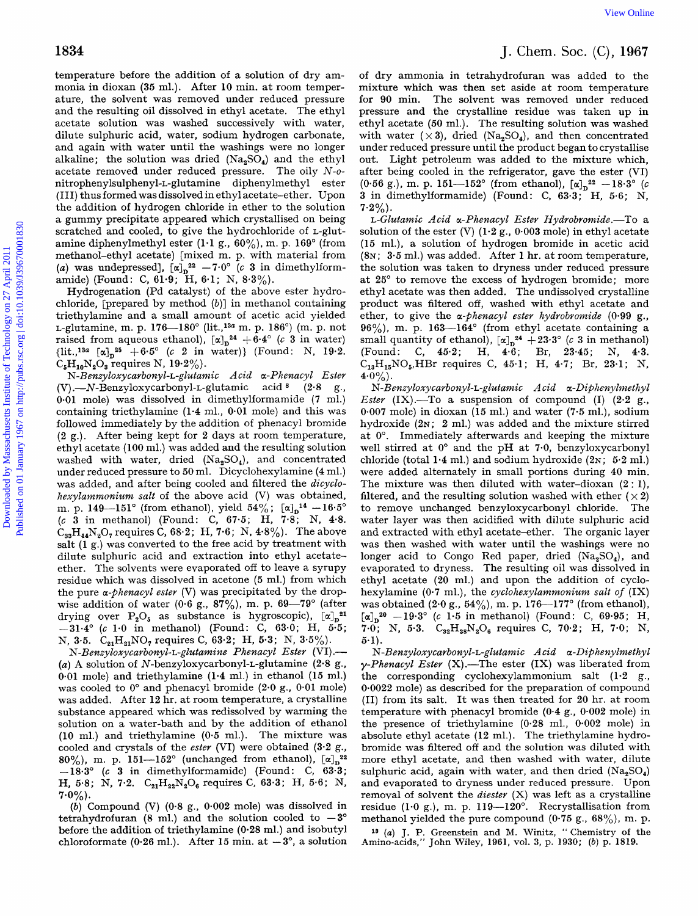temperature before the addition of a solution of dry ammonia in dioxan (35 ml.). After 10 min. at room temperature, the solvent was removed under reduced pressure and the resulting oil dissolved in ethyl acetate. The ethyl acetate solution was washed successively with water, dilute sulphuric acid, water, sodium hydrogen carbonate, and again with water until the washings were no longer alkaline; the solution was dried ($Na_2SO_4$) and the ethyl acetate removed under reduced pressure. The oily *N-o*-nitrophenylsulphenyl-L-glutamine diphenylmethyl ester (III) thus formed was dissolved in ethyl acetate–ether. Upon the addition of hydrogen chloride in ether to the solution a gummy precipitate appeared which crystallised on being scratched and cooled, to give the hydrochloride of L-glutamine diphenylmethyl ester (1·1 g., 60%), m. p. 169° (from methanol–ethyl acetate) [mixed m. p. with material from (*a*) was undepressed], $[\alpha]_D^{22}$ $-7{\cdot}0°$ (*c* 3 in dimethylformamide) (Found: C, 61·9; H, 6·1; N, 8·3%).

Hydrogenation (Pd catalyst) of the above ester hydrochloride, [prepared by method (*b*)] in methanol containing triethylamine and a small amount of acetic acid yielded L-glutamine, m. p. 176—180° (lit.,[13a] m. p. 186°) (m. p. not raised from aqueous ethanol), $[\alpha]_D^{24}$ $+6{\cdot}4°$ (*c* 3 in water) {lit.,[13a] $[\alpha]_D^{25}$ $+6{\cdot}5°$ (*c* 2 in water)} (Found: N, 19·2. $C_5H_{10}N_2O_3$ requires N, 19·2%).

*N-Benzyloxycarbonyl-L-glutamic Acid α-Phenacyl Ester* (V).—*N*-Benzyloxycarbonyl-L-glutamic acid[8] (2·8 g., 0·01 mole) was dissolved in dimethylformamide (7 ml.) containing triethylamine (1·4 ml., 0·01 mole) and this was followed immediately by the addition of phenacyl bromide (2 g.). After being kept for 2 days at room temperature, ethyl acetate (100 ml.) was added and the resulting solution washed with water, dried ($Na_2SO_4$), and concentrated under reduced pressure to 50 ml. Dicyclohexylamine (4 ml.) was added, and after being cooled and filtered the *dicyclohexylammonium salt* of the above acid (V) was obtained, m. p. 149—151° (from ethanol), yield 54%; $[\alpha]_D^{14}$ $-16{\cdot}5°$ (*c* 3 in methanol) (Found: C, 67·5; H, 7·8; N, 4·8. $C_{33}H_{44}N_2O_7$ requires C, 68·2; H, 7·6; N, 4·8%). The above salt (1 g.) was converted to the free acid by treatment with dilute sulphuric acid and extraction into ethyl acetate–ether. The solvents were evaporated off to leave a syrupy residue which was dissolved in acetone (5 ml.) from which the pure *α-phenacyl ester* (V) was precipitated by the dropwise addition of water (0·6 g., 87%), m. p. 69—79° (after drying over $P_2O_5$ as substance is hygroscopic), $[\alpha]_D^{21}$ $-31{\cdot}4°$ (*c* 1·0 in methanol) (Found: C, 63·0; H, 5·5; N, 3·5. $C_{21}H_{21}NO_7$ requires C, 63·2; H, 5·3; N, 3·5%).

*N-Benzyloxycarbonyl-L-glutamine Phenacyl Ester* (VI).—(*a*) A solution of *N*-benzyloxycarbonyl-L-glutamine (2·8 g., 0·01 mole) and triethylamine (1·4 ml.) in ethanol (15 ml.) was cooled to 0° and phenacyl bromide (2·0 g., 0·01 mole) was added. After 12 hr. at room temperature, a crystalline substance appeared which was redissolved by warming the solution on a water-bath and by the addition of ethanol (10 ml.) and triethylamine (0·5 ml.). The mixture was cooled and crystals of the *ester* (VI) were obtained (3·2 g., 80%), m. p. 151—152° (unchanged from ethanol), $[\alpha]_D^{22}$ $-18{\cdot}3°$ (*c* 3 in dimethylformamide) (Found: C, 63·3; H, 5·8; N, 7·2. $C_{21}H_{22}N_2O_6$ requires C, 63·3; H, 5·6; N, 7·0%).

(*b*) Compound (V) (0·8 g., 0·002 mole) was dissolved in tetrahydrofuran (8 ml.) and the solution cooled to $-3°$ before the addition of triethylamine (0·28 ml.) and isobutyl chloroformate (0·26 ml.). After 15 min. at $-3°$, a solution of dry ammonia in tetrahydrofuran was added to the mixture which was then set aside at room temperature for 90 min. The solvent was removed under reduced pressure and the crystalline residue was taken up in ethyl acetate (50 ml.). The resulting solution was washed with water (×3), dried ($Na_2SO_4$), and then concentrated under reduced pressure until the product began to crystallise out. Light petroleum was added to the mixture which, after being cooled in the refrigerator, gave the ester (VI) (0·56 g.), m. p. 151—152° (from ethanol), $[\alpha]_D^{22}$ $-18{\cdot}3°$ (*c* 3 in dimethylformamide) (Found: C, 63·3; H, 5·6; N, 7·2%).

*L-Glutamic Acid α-Phenacyl Ester Hydrobromide.*—To a solution of the ester (V) (1·2 g., 0·003 mole) in ethyl acetate (15 ml.), a solution of hydrogen bromide in acetic acid (8N; 3·5 ml.) was added. After 1 hr. at room temperature, the solution was taken to dryness under reduced pressure at 25° to remove the excess of hydrogen bromide; more ethyl acetate was then added. The undissolved crystalline product was filtered off, washed with ethyl acetate and ether, to give the *α-phenacyl ester hydrobromide* (0·99 g., 96%), m. p. 163—164° (from ethyl acetate containing a small quantity of ethanol), $[\alpha]_D^{24}$ $+23{\cdot}3°$ (*c* 3 in methanol) (Found: C, 45·2; H, 4·6; Br, 23·45; N, 4·3. $C_{13}H_{15}NO_5$,HBr requires C, 45·1; H, 4·7; Br, 23·1; N, 4·0%).

*N-Benzyloxycarbonyl-L-glutamic Acid α-Diphenylmethyl Ester* (IX).—To a suspension of compound (I) (2·2 g., 0·007 mole) in dioxan (15 ml.) and water (7·5 ml.), sodium hydroxide (2N; 2 ml.) was added and the mixture stirred at 0°. Immediately afterwards and keeping the mixture well stirred at 0° and the pH at 7·0, benzyloxycarbonyl chloride (total 1·4 ml.) and sodium hydroxide (2N; 5·2 ml.) were added alternately in small portions during 40 min. The mixture was then diluted with water–dioxan (2 : 1), filtered, and the resulting solution washed with ether (×2) to remove unchanged benzyloxycarbonyl chloride. The water layer was then acidified with dilute sulphuric acid and extracted with ethyl acetate–ether. The organic layer was then washed with water until the washings were no longer acid to Congo Red paper, dried ($Na_2SO_4$), and evaporated to dryness. The resulting oil was dissolved in ethyl acetate (20 ml.) and upon the addition of cyclohexylamine (0·7 ml.), the *cyclohexylammonium salt of* (IX) was obtained (2·0 g., 54%), m. p. 176—177° (from ethanol), $[\alpha]_D^{20}$ $-19{\cdot}3°$ (*c* 1·5 in methanol) (Found: C, 69·95; H, 7·0; N, 5·3. $C_{32}H_{38}N_2O_6$ requires C, 70·2; H, 7·0; N, 5·1).

*N-Benzyloxycarbonyl-L-glutamic Acid α-Diphenylmethyl γ-Phenacyl Ester* (X).—The ester (IX) was liberated from the corresponding cyclohexylammonium salt (1·2 g., 0·0022 mole) as described for the preparation of compound (II) from its salt. It was then treated for 20 hr. at room temperature with phenacyl bromide (0·4 g., 0·002 mole) in the presence of triethylamine (0·28 ml., 0·002 mole) in absolute ethyl acetate (12 ml.). The triethylamine hydrobromide was filtered off and the solution was diluted with more ethyl acetate, and then washed with water, dilute sulphuric acid, again with water, and then dried ($Na_2SO_4$) and evaporated to dryness under reduced pressure. Upon removal of solvent the *diester* (X) was left as a crystalline residue (1·0 g.), m. p. 119—120°. Recrystallisation from methanol yielded the pure compound (0·75 g., 68%), m. p.

[13] (*a*) J. P. Greenstein and M. Winitz, "Chemistry of the Amino-acids," John Wiley, 1961, vol. 3, p. 1930; (*b*) p. 1819.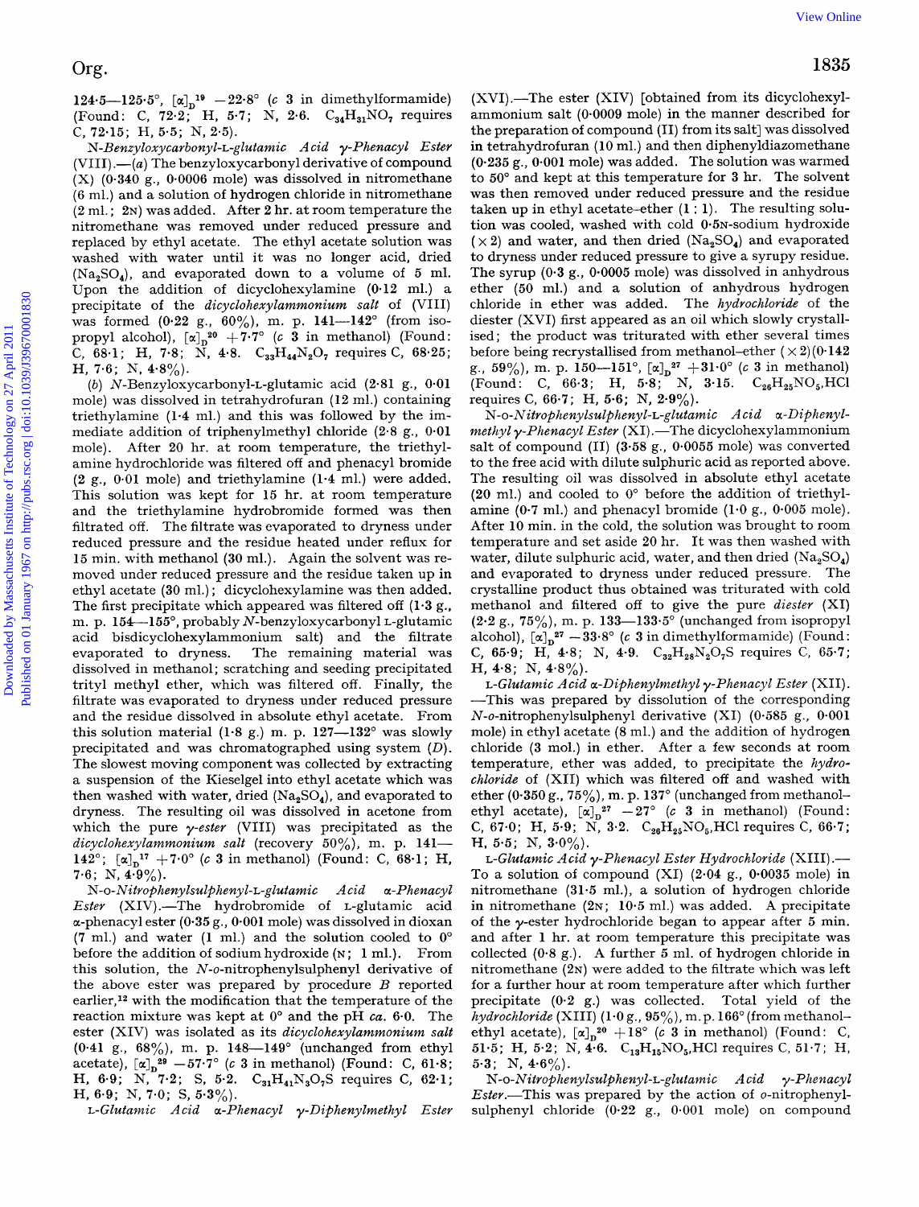124·5—125·5°, $[\alpha]_D^{19}$ −22·8° (*c* 3 in dimethylformamide) (Found: C, 72·2; H, 5·7; N, 2·6. $C_{34}H_{31}NO_7$ requires C, 72·15; H, 5·5; N, 2·5).

*N-Benzyloxycarbonyl-L-glutamic Acid γ-Phenacyl Ester* (VIII).—(*a*) The benzyloxycarbonyl derivative of compound (X) (0·340 g., 0·0006 mole) was dissolved in nitromethane (6 ml.) and a solution of hydrogen chloride in nitromethane (2 ml.; 2N) was added. After 2 hr. at room temperature the nitromethane was removed under reduced pressure and replaced by ethyl acetate. The ethyl acetate solution was washed with water until it was no longer acid, dried ($Na_2SO_4$), and evaporated down to a volume of 5 ml. Upon the addition of dicyclohexylamine (0·12 ml.) a precipitate of the *dicyclohexylammonium salt* of (VIII) was formed (0·22 g., 60%), m. p. 141—142° (from isopropyl alcohol), $[\alpha]_D^{20}$ +7·7° (*c* 3 in methanol) (Found: C, 68·1; H, 7·8; N, 4·8. $C_{33}H_{44}N_2O_7$ requires C, 68·25; H, 7·6; N, 4·8%).

(*b*) *N*-Benzyloxycarbonyl-L-glutamic acid (2·81 g., 0·01 mole) was dissolved in tetrahydrofuran (12 ml.) containing triethylamine (1·4 ml.) and this was followed by the immediate addition of triphenylmethyl chloride (2·8 g., 0·01 mole). After 20 hr. at room temperature, the triethylamine hydrochloride was filtered off and phenacyl bromide (2 g., 0·01 mole) and triethylamine (1·4 ml.) were added. This solution was kept for 15 hr. at room temperature and the triethylamine hydrobromide formed was then filtrated off. The filtrate was evaporated to dryness under reduced pressure and the residue heated under reflux for 15 min. with methanol (30 ml.). Again the solvent was removed under reduced pressure and the residue taken up in ethyl acetate (30 ml.); dicyclohexylamine was then added. The first precipitate which appeared was filtered off (1·3 g., m. p. 154—155°, probably *N*-benzyloxycarbonyl L-glutamic acid bisdicyclohexylammonium salt) and the filtrate evaporated to dryness. The remaining material was dissolved in methanol; scratching and seeding precipitated trityl methyl ether, which was filtered off. Finally, the filtrate was evaporated to dryness under reduced pressure and the residue dissolved in absolute ethyl acetate. From this solution material (1·8 g.) m. p. 127—132° was slowly precipitated and was chromatographed using system (*D*). The slowest moving component was collected by extracting a suspension of the Kieselgel into ethyl acetate which was then washed with water, dried ($Na_2SO_4$), and evaporated to dryness. The resulting oil was dissolved in acetone from which the pure γ-*ester* (VIII) was precipitated as the *dicyclohexylammonium salt* (recovery 50%), m. p. 141—142°; $[\alpha]_D^{17}$ +7·0° (*c* 3 in methanol) (Found: C, 68·1; H, 7·6; N, 4·9%).

*N-o-Nitrophenylsulphenyl-L-glutamic Acid α-Phenacyl Ester* (XIV).—The hydrobromide of L-glutamic acid α-phenacyl ester (0·35 g., 0·001 mole) was dissolved in dioxan (7 ml.) and water (1 ml.) and the solution cooled to 0° before the addition of sodium hydroxide (N; 1 ml.). From this solution, the *N-o*-nitrophenylsulphenyl derivative of the above ester was prepared by procedure *B* reported earlier,[12] with the modification that the temperature of the reaction mixture was kept at 0° and the pH *ca.* 6·0. The ester (XIV) was isolated as its *dicyclohexylammonium salt* (0·41 g., 68%), m. p. 148—149° (unchanged from ethyl acetate), $[\alpha]_D^{29}$ −57·7° (*c* 3 in methanol) (Found: C, 61·8; H, 6·9; N, 7·2; S, 5·2. $C_{31}H_{41}N_3O_7S$ requires C, 62·1; H, 6·9; N, 7·0; S, 5·3%).

*L-Glutamic Acid α-Phenacyl γ-Diphenylmethyl Ester* (XVI).—The ester (XIV) [obtained from its dicyclohexylammonium salt (0·0009 mole) in the manner described for the preparation of compound (II) from its salt] was dissolved in tetrahydrofuran (10 ml.) and then diphenyldiazomethane (0·235 g., 0·001 mole) was added. The solution was warmed to 50° and kept at this temperature for 3 hr. The solvent was then removed under reduced pressure and the residue taken up in ethyl acetate–ether (1 : 1). The resulting solution was cooled, washed with cold 0·5N-sodium hydroxide (×2) and water, and then dried ($Na_2SO_4$) and evaporated to dryness under reduced pressure to give a syrupy residue. The syrup (0·3 g., 0·0005 mole) was dissolved in anhydrous ether (50 ml.) and a solution of anhydrous hydrogen chloride in ether was added. The *hydrochloride* of the diester (XVI) first appeared as an oil which slowly crystallised; the product was triturated with ether several times before being recrystallised from methanol–ether (×2)(0·142 g., 59%), m. p. 150—151°, $[\alpha]_D^{27}$ +31·0° (*c* 3 in methanol) (Found: C, 66·3; H, 5·8; N, 3·15. $C_{26}H_{25}NO_5$,HCl requires C, 66·7; H, 5·6; N, 2·9%).

*N-o-Nitrophenylsulphenyl-L-glutamic Acid α-Diphenylmethyl γ-Phenacyl Ester* (XI).—The dicyclohexylammonium salt of compound (II) (3·58 g., 0·0055 mole) was converted to the free acid with dilute sulphuric acid as reported above. The resulting oil was dissolved in absolute ethyl acetate (20 ml.) and cooled to 0° before the addition of triethylamine (0·7 ml.) and phenacyl bromide (1·0 g., 0·005 mole). After 10 min. in the cold, the solution was brought to room temperature and set aside 20 hr. It was then washed with water, dilute sulphuric acid, water, and then dried ($Na_2SO_4$) and evaporated to dryness under reduced pressure. The crystalline product thus obtained was triturated with cold methanol and filtered off to give the pure *diester* (XI) (2·2 g., 75%), m. p. 133—133·5° (unchanged from isopropyl alcohol), $[\alpha]_D^{27}$ −33·8° (*c* 3 in dimethylformamide) (Found: C, 65·9; H, 4·8; N, 4·9. $C_{32}H_{28}N_2O_7S$ requires C, 65·7; H, 4·8; N, 4·8%).

*L-Glutamic Acid α-Diphenylmethyl γ-Phenacyl Ester* (XII).—This was prepared by dissolution of the corresponding *N-o*-nitrophenylsulphenyl derivative (XI) (0·585 g., 0·001 mole) in ethyl acetate (8 ml.) and the addition of hydrogen chloride (3 mol.) in ether. After a few seconds at room temperature, ether was added, to precipitate the *hydrochloride* of (XII) which was filtered off and washed with ether (0·350 g., 75%), m. p. 137° (unchanged from methanol–ethyl acetate), $[\alpha]_D^{27}$ −27° (*c* 3 in methanol) (Found: C, 67·0; H, 5·9; N, 3·2. $C_{26}H_{25}NO_5$,HCl requires C, 66·7; H, 5·5; N, 3·0%).

*L-Glutamic Acid γ-Phenacyl Ester Hydrochloride* (XIII).—To a solution of compound (XI) (2·04 g., 0·0035 mole) in nitromethane (31·5 ml.), a solution of hydrogen chloride in nitromethane (2N; 10·5 ml.) was added. A precipitate of the γ-ester hydrochloride began to appear after 5 min. and after 1 hr. at room temperature this precipitate was collected (0·8 g.). A further 5 ml. of hydrogen chloride in nitromethane (2N) were added to the filtrate which was left for a further hour at room temperature after which further precipitate (0·2 g.) was collected. Total yield of the *hydrochloride* (XIII) (1·0 g., 95%), m. p. 166° (from methanol–ethyl acetate), $[\alpha]_D^{20}$ +18° (*c* 3 in methanol) (Found: C, 51·5; H, 5·2; N, 4·6. $C_{13}H_{15}NO_5$,HCl requires C, 51·7; H, 5·3; N, 4·6%).

*N-o-Nitrophenylsulphenyl-L-glutamic Acid γ-Phenacyl Ester*.—This was prepared by the action of *o*-nitrophenylsulphenyl chloride (0·22 g., 0·001 mole) on compound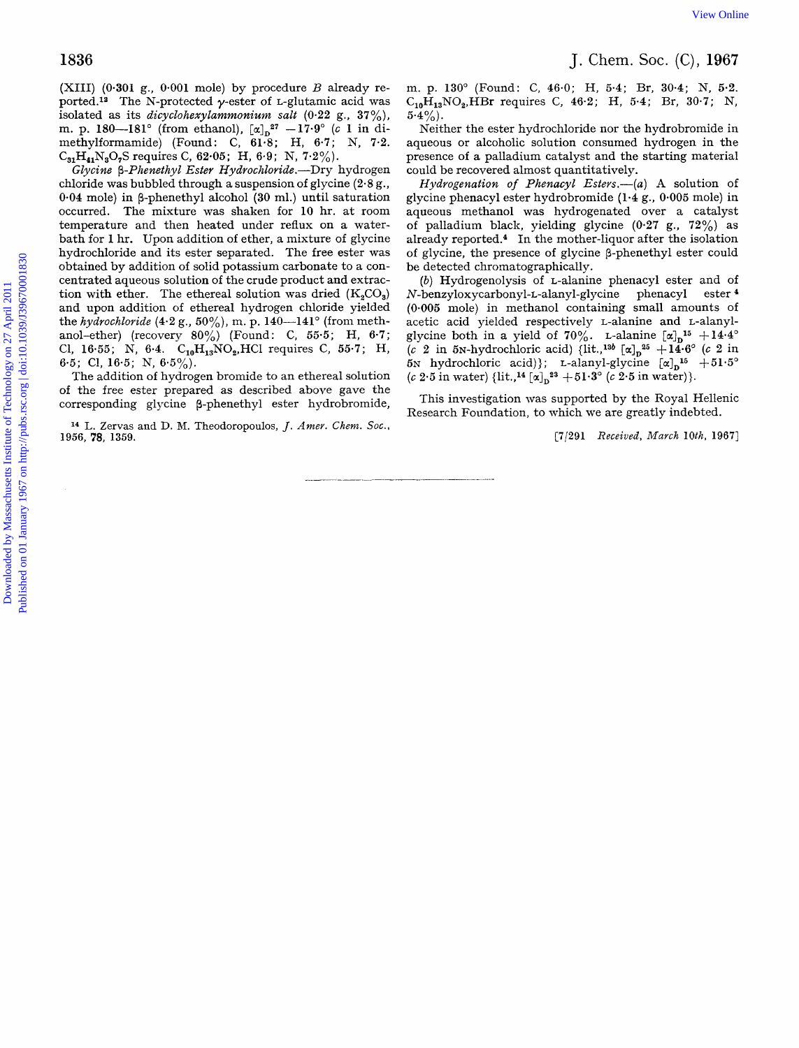(XIII) (0·301 g., 0·001 mole) by procedure *B* already reported.[13] The N-protected $\gamma$-ester of L-glutamic acid was isolated as its *dicyclohexylammonium salt* (0·22 g., 37%), m. p. 180—181° (from ethanol), $[\alpha]_D^{27}$ −17·9° (*c* 1 in dimethylformamide) (Found: C, 61·8; H, 6·7; N, 7·2. $C_{31}H_{41}N_3O_7S$ requires C, 62·05; H, 6·9; N, 7·2%).

*Glycine β-Phenethyl Ester Hydrochloride.*—Dry hydrogen chloride was bubbled through a suspension of glycine (2·8 g., 0·04 mole) in β-phenethyl alcohol (30 ml.) until saturation occurred. The mixture was shaken for 10 hr. at room temperature and then heated under reflux on a water-bath for 1 hr. Upon addition of ether, a mixture of glycine hydrochloride and its ester separated. The free ester was obtained by addition of solid potassium carbonate to a concentrated aqueous solution of the crude product and extraction with ether. The ethereal solution was dried ($K_2CO_3$) and upon addition of ethereal hydrogen chloride yielded the *hydrochloride* (4·2 g., 50%), m. p. 140—141° (from methanol–ether) (recovery 80%) (Found: C, 55·5; H, 6·7; Cl, 16·55; N, 6·4. $C_{10}H_{13}NO_2$,HCl requires C, 55·7; H, 6·5; Cl, 16·5; N, 6·5%).

The addition of hydrogen bromide to an ethereal solution of the free ester prepared as described above gave the corresponding glycine β-phenethyl ester hydrobromide, m. p. 130° (Found: C, 46·0; H, 5·4; Br, 30·4; N, 5·2. $C_{10}H_{13}NO_2$,HBr requires C, 46·2; H, 5·4; Br, 30·7; N, 5·4%).

Neither the ester hydrochloride nor the hydrobromide in aqueous or alcoholic solution consumed hydrogen in the presence of a palladium catalyst and the starting material could be recovered almost quantitatively.

*Hydrogenation of Phenacyl Esters.*—(*a*) A solution of glycine phenacyl ester hydrobromide (1·4 g., 0·005 mole) in aqueous methanol was hydrogenated over a catalyst of palladium black, yielding glycine (0·27 g., 72%) as already reported.[4] In the mother-liquor after the isolation of glycine, the presence of glycine β-phenethyl ester could be detected chromatographically.

(*b*) Hydrogenolysis of L-alanine phenacyl ester and of *N*-benzyloxycarbonyl-L-alanyl-glycine phenacyl ester[4] (0·005 mole) in methanol containing small amounts of acetic acid yielded respectively L-alanine and L-alanyl-glycine both in a yield of 70%. L-alanine $[\alpha]_D^{15}$ +14·4° (*c* 2 in 5N-hydrochloric acid) {lit.,[13b] $[\alpha]_D^{25}$ +14·6° (*c* 2 in 5N hydrochloric acid)}; L-alanyl-glycine $[\alpha]_D^{15}$ +51·5° (*c* 2·5 in water) {lit.,[14] $[\alpha]_D^{23}$ +51·3° (*c* 2·5 in water)}.

This investigation was supported by the Royal Hellenic Research Foundation, to which we are greatly indebted.

[7/291 *Received, March* 10*th*, 1967]

[14] L. Zervas and D. M. Theodoropoulos, *J. Amer. Chem. Soc.*, 1956, **78**, 1359.